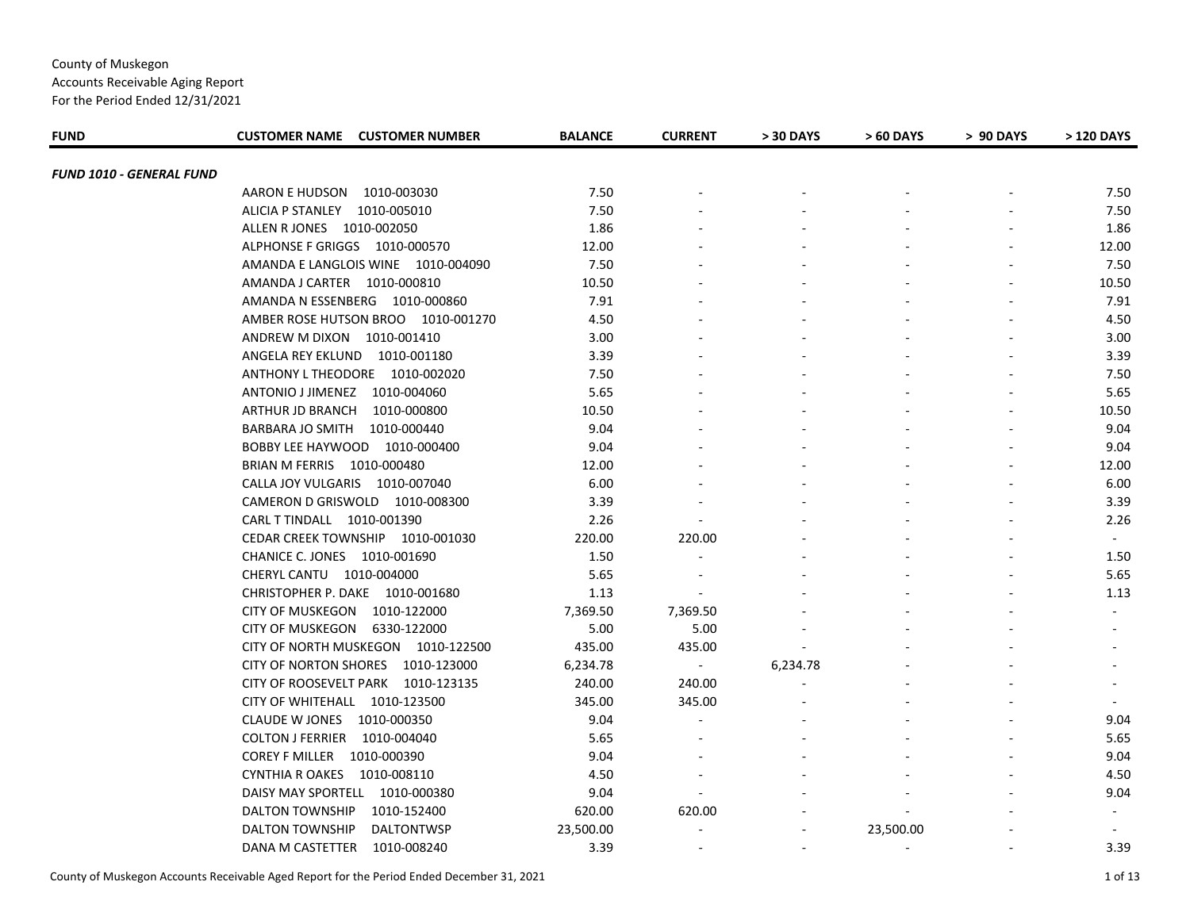County of Muskegon
Accounts Receivable Aging Report
For the Period Ended 12/31/2021

| FUND | CUSTOMER NAME CUSTOMER NUMBER | BALANCE | CURRENT | > 30 DAYS | > 60 DAYS | > 90 DAYS | > 120 DAYS |
|---|---|---|---|---|---|---|---|
| ***FUND 1010 - GENERAL FUND*** | | | | | | | |
| | AARON E HUDSON 1010-003030 | 7.50 | - | - | - | - | 7.50 |
| | ALICIA P STANLEY 1010-005010 | 7.50 | - | - | - | - | 7.50 |
| | ALLEN R JONES 1010-002050 | 1.86 | - | - | - | - | 1.86 |
| | ALPHONSE F GRIGGS 1010-000570 | 12.00 | - | - | - | - | 12.00 |
| | AMANDA E LANGLOIS WINE 1010-004090 | 7.50 | - | - | - | - | 7.50 |
| | AMANDA J CARTER 1010-000810 | 10.50 | - | - | - | - | 10.50 |
| | AMANDA N ESSENBERG 1010-000860 | 7.91 | - | - | - | - | 7.91 |
| | AMBER ROSE HUTSON BROO 1010-001270 | 4.50 | - | - | - | - | 4.50 |
| | ANDREW M DIXON 1010-001410 | 3.00 | - | - | - | - | 3.00 |
| | ANGELA REY EKLUND 1010-001180 | 3.39 | - | - | - | - | 3.39 |
| | ANTHONY L THEODORE 1010-002020 | 7.50 | - | - | - | - | 7.50 |
| | ANTONIO J JIMENEZ 1010-004060 | 5.65 | - | - | - | - | 5.65 |
| | ARTHUR JD BRANCH 1010-000800 | 10.50 | - | - | - | - | 10.50 |
| | BARBARA JO SMITH 1010-000440 | 9.04 | - | - | - | - | 9.04 |
| | BOBBY LEE HAYWOOD 1010-000400 | 9.04 | - | - | - | - | 9.04 |
| | BRIAN M FERRIS 1010-000480 | 12.00 | - | - | - | - | 12.00 |
| | CALLA JOY VULGARIS 1010-007040 | 6.00 | - | - | - | - | 6.00 |
| | CAMERON D GRISWOLD 1010-008300 | 3.39 | - | - | - | - | 3.39 |
| | CARL T TINDALL 1010-001390 | 2.26 | - | - | - | - | 2.26 |
| | CEDAR CREEK TOWNSHIP 1010-001030 | 220.00 | 220.00 | - | - | - | - |
| | CHANICE C. JONES 1010-001690 | 1.50 | - | - | - | - | 1.50 |
| | CHERYL CANTU 1010-004000 | 5.65 | - | - | - | - | 5.65 |
| | CHRISTOPHER P. DAKE 1010-001680 | 1.13 | - | - | - | - | 1.13 |
| | CITY OF MUSKEGON 1010-122000 | 7,369.50 | 7,369.50 | - | - | - | - |
| | CITY OF MUSKEGON 6330-122000 | 5.00 | 5.00 | - | - | - | - |
| | CITY OF NORTH MUSKEGON 1010-122500 | 435.00 | 435.00 | - | - | - | - |
| | CITY OF NORTON SHORES 1010-123000 | 6,234.78 | - | 6,234.78 | - | - | - |
| | CITY OF ROOSEVELT PARK 1010-123135 | 240.00 | 240.00 | - | - | - | - |
| | CITY OF WHITEHALL 1010-123500 | 345.00 | 345.00 | - | - | - | - |
| | CLAUDE W JONES 1010-000350 | 9.04 | - | - | - | - | 9.04 |
| | COLTON J FERRIER 1010-004040 | 5.65 | - | - | - | - | 5.65 |
| | COREY F MILLER 1010-000390 | 9.04 | - | - | - | - | 9.04 |
| | CYNTHIA R OAKES 1010-008110 | 4.50 | - | - | - | - | 4.50 |
| | DAISY MAY SPORTELL 1010-000380 | 9.04 | - | - | - | - | 9.04 |
| | DALTON TOWNSHIP 1010-152400 | 620.00 | 620.00 | - | - | - | - |
| | DALTON TOWNSHIP DALTONTWSP | 23,500.00 | - | - | 23,500.00 | - | - |
| | DANA M CASTETTER 1010-008240 | 3.39 | - | - | - | - | 3.39 |

County of Muskegon Accounts Receivable Aged Report for the Period Ended December 31, 2021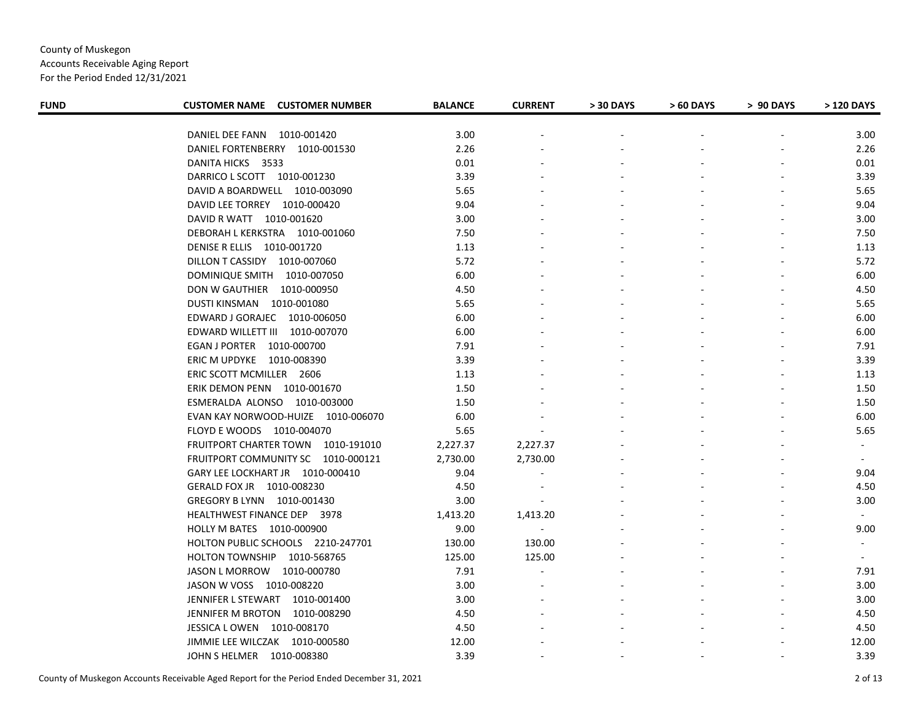County of Muskegon
Accounts Receivable Aging Report
For the Period Ended 12/31/2021

| FUND | CUSTOMER NAME CUSTOMER NUMBER | BALANCE | CURRENT | > 30 DAYS | > 60 DAYS | > 90 DAYS | > 120 DAYS |
|---|---|---|---|---|---|---|---|
| | DANIEL DEE FANN 1010-001420 | 3.00 | - | - | - | - | 3.00 |
| | DANIEL FORTENBERRY 1010-001530 | 2.26 | - | - | - | - | 2.26 |
| | DANITA HICKS 3533 | 0.01 | - | - | - | - | 0.01 |
| | DARRICO L SCOTT 1010-001230 | 3.39 | - | - | - | - | 3.39 |
| | DAVID A BOARDWELL 1010-003090 | 5.65 | - | - | - | - | 5.65 |
| | DAVID LEE TORREY 1010-000420 | 9.04 | - | - | - | - | 9.04 |
| | DAVID R WATT 1010-001620 | 3.00 | - | - | - | - | 3.00 |
| | DEBORAH L KERKSTRA 1010-001060 | 7.50 | - | - | - | - | 7.50 |
| | DENISE R ELLIS 1010-001720 | 1.13 | - | - | - | - | 1.13 |
| | DILLON T CASSIDY 1010-007060 | 5.72 | - | - | - | - | 5.72 |
| | DOMINIQUE SMITH 1010-007050 | 6.00 | - | - | - | - | 6.00 |
| | DON W GAUTHIER 1010-000950 | 4.50 | - | - | - | - | 4.50 |
| | DUSTI KINSMAN 1010-001080 | 5.65 | - | - | - | - | 5.65 |
| | EDWARD J GORAJEC 1010-006050 | 6.00 | - | - | - | - | 6.00 |
| | EDWARD WILLETT III 1010-007070 | 6.00 | - | - | - | - | 6.00 |
| | EGAN J PORTER 1010-000700 | 7.91 | - | - | - | - | 7.91 |
| | ERIC M UPDYKE 1010-008390 | 3.39 | - | - | - | - | 3.39 |
| | ERIC SCOTT MCMILLER 2606 | 1.13 | - | - | - | - | 1.13 |
| | ERIK DEMON PENN 1010-001670 | 1.50 | - | - | - | - | 1.50 |
| | ESMERALDA ALONSO 1010-003000 | 1.50 | - | - | - | - | 1.50 |
| | EVAN KAY NORWOOD-HUIZE 1010-006070 | 6.00 | - | - | - | - | 6.00 |
| | FLOYD E WOODS 1010-004070 | 5.65 | - | - | - | - | 5.65 |
| | FRUITPORT CHARTER TOWN 1010-191010 | 2,227.37 | 2,227.37 | - | - | - | - |
| | FRUITPORT COMMUNITY SC 1010-000121 | 2,730.00 | 2,730.00 | - | - | - | - |
| | GARY LEE LOCKHART JR 1010-000410 | 9.04 | - | - | - | - | 9.04 |
| | GERALD FOX JR 1010-008230 | 4.50 | - | - | - | - | 4.50 |
| | GREGORY B LYNN 1010-001430 | 3.00 | - | - | - | - | 3.00 |
| | HEALTHWEST FINANCE DEP 3978 | 1,413.20 | 1,413.20 | - | - | - | - |
| | HOLLY M BATES 1010-000900 | 9.00 | - | - | - | - | 9.00 |
| | HOLTON PUBLIC SCHOOLS 2210-247701 | 130.00 | 130.00 | - | - | - | - |
| | HOLTON TOWNSHIP 1010-568765 | 125.00 | 125.00 | - | - | - | - |
| | JASON L MORROW 1010-000780 | 7.91 | - | - | - | - | 7.91 |
| | JASON W VOSS 1010-008220 | 3.00 | - | - | - | - | 3.00 |
| | JENNIFER L STEWART 1010-001400 | 3.00 | - | - | - | - | 3.00 |
| | JENNIFER M BROTON 1010-008290 | 4.50 | - | - | - | - | 4.50 |
| | JESSICA L OWEN 1010-008170 | 4.50 | - | - | - | - | 4.50 |
| | JIMMIE LEE WILCZAK 1010-000580 | 12.00 | - | - | - | - | 12.00 |
| | JOHN S HELMER 1010-008380 | 3.39 | - | - | - | - | 3.39 |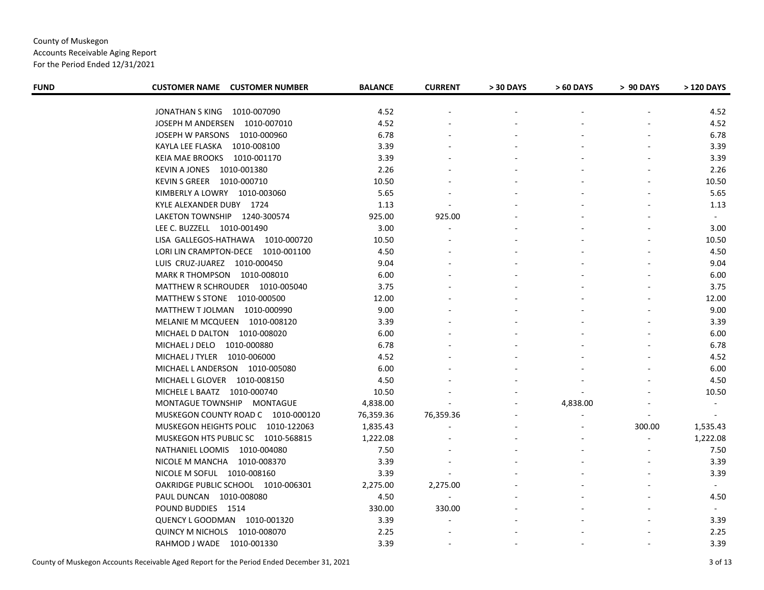County of Muskegon
Accounts Receivable Aging Report
For the Period Ended 12/31/2021

| FUND | CUSTOMER NAME CUSTOMER NUMBER | BALANCE | CURRENT | > 30 DAYS | > 60 DAYS | > 90 DAYS | > 120 DAYS |
|---|---|---|---|---|---|---|---|
| | JONATHAN S KING 1010-007090 | 4.52 | - | - | - | - | 4.52 |
| | JOSEPH M ANDERSEN 1010-007010 | 4.52 | - | - | - | - | 4.52 |
| | JOSEPH W PARSONS 1010-000960 | 6.78 | - | - | - | - | 6.78 |
| | KAYLA LEE FLASKA 1010-008100 | 3.39 | - | - | - | - | 3.39 |
| | KEIA MAE BROOKS 1010-001170 | 3.39 | - | - | - | - | 3.39 |
| | KEVIN A JONES 1010-001380 | 2.26 | - | - | - | - | 2.26 |
| | KEVIN S GREER 1010-000710 | 10.50 | - | - | - | - | 10.50 |
| | KIMBERLY A LOWRY 1010-003060 | 5.65 | - | - | - | - | 5.65 |
| | KYLE ALEXANDER DUBY 1724 | 1.13 | - | - | - | - | 1.13 |
| | LAKETON TOWNSHIP 1240-300574 | 925.00 | 925.00 | - | - | - | - |
| | LEE C. BUZZELL 1010-001490 | 3.00 | - | - | - | - | 3.00 |
| | LISA GALLEGOS-HATHAWA 1010-000720 | 10.50 | - | - | - | - | 10.50 |
| | LORI LIN CRAMPTON-DECE 1010-001100 | 4.50 | - | - | - | - | 4.50 |
| | LUIS CRUZ-JUAREZ 1010-000450 | 9.04 | - | - | - | - | 9.04 |
| | MARK R THOMPSON 1010-008010 | 6.00 | - | - | - | - | 6.00 |
| | MATTHEW R SCHROUDER 1010-005040 | 3.75 | - | - | - | - | 3.75 |
| | MATTHEW S STONE 1010-000500 | 12.00 | - | - | - | - | 12.00 |
| | MATTHEW T JOLMAN 1010-000990 | 9.00 | - | - | - | - | 9.00 |
| | MELANIE M MCQUEEN 1010-008120 | 3.39 | - | - | - | - | 3.39 |
| | MICHAEL D DALTON 1010-008020 | 6.00 | - | - | - | - | 6.00 |
| | MICHAEL J DELO 1010-000880 | 6.78 | - | - | - | - | 6.78 |
| | MICHAEL J TYLER 1010-006000 | 4.52 | - | - | - | - | 4.52 |
| | MICHAEL L ANDERSON 1010-005080 | 6.00 | - | - | - | - | 6.00 |
| | MICHAEL L GLOVER 1010-008150 | 4.50 | - | - | - | - | 4.50 |
| | MICHELE L BAATZ 1010-000740 | 10.50 | - | - | - | - | 10.50 |
| | MONTAGUE TOWNSHIP MONTAGUE | 4,838.00 | - | - | 4,838.00 | - | - |
| | MUSKEGON COUNTY ROAD C 1010-000120 | 76,359.36 | 76,359.36 | - | - | - | - |
| | MUSKEGON HEIGHTS POLIC 1010-122063 | 1,835.43 | - | - | - | 300.00 | 1,535.43 |
| | MUSKEGON HTS PUBLIC SC 1010-568815 | 1,222.08 | - | - | - | - | 1,222.08 |
| | NATHANIEL LOOMIS 1010-004080 | 7.50 | - | - | - | - | 7.50 |
| | NICOLE M MANCHA 1010-008370 | 3.39 | - | - | - | - | 3.39 |
| | NICOLE M SOFUL 1010-008160 | 3.39 | - | - | - | - | 3.39 |
| | OAKRIDGE PUBLIC SCHOOL 1010-006301 | 2,275.00 | 2,275.00 | - | - | - | - |
| | PAUL DUNCAN 1010-008080 | 4.50 | - | - | - | - | 4.50 |
| | POUND BUDDIES 1514 | 330.00 | 330.00 | - | - | - | - |
| | QUENCY L GOODMAN 1010-001320 | 3.39 | - | - | - | - | 3.39 |
| | QUINCY M NICHOLS 1010-008070 | 2.25 | - | - | - | - | 2.25 |
| | RAHMOD J WADE 1010-001330 | 3.39 | - | - | - | - | 3.39 |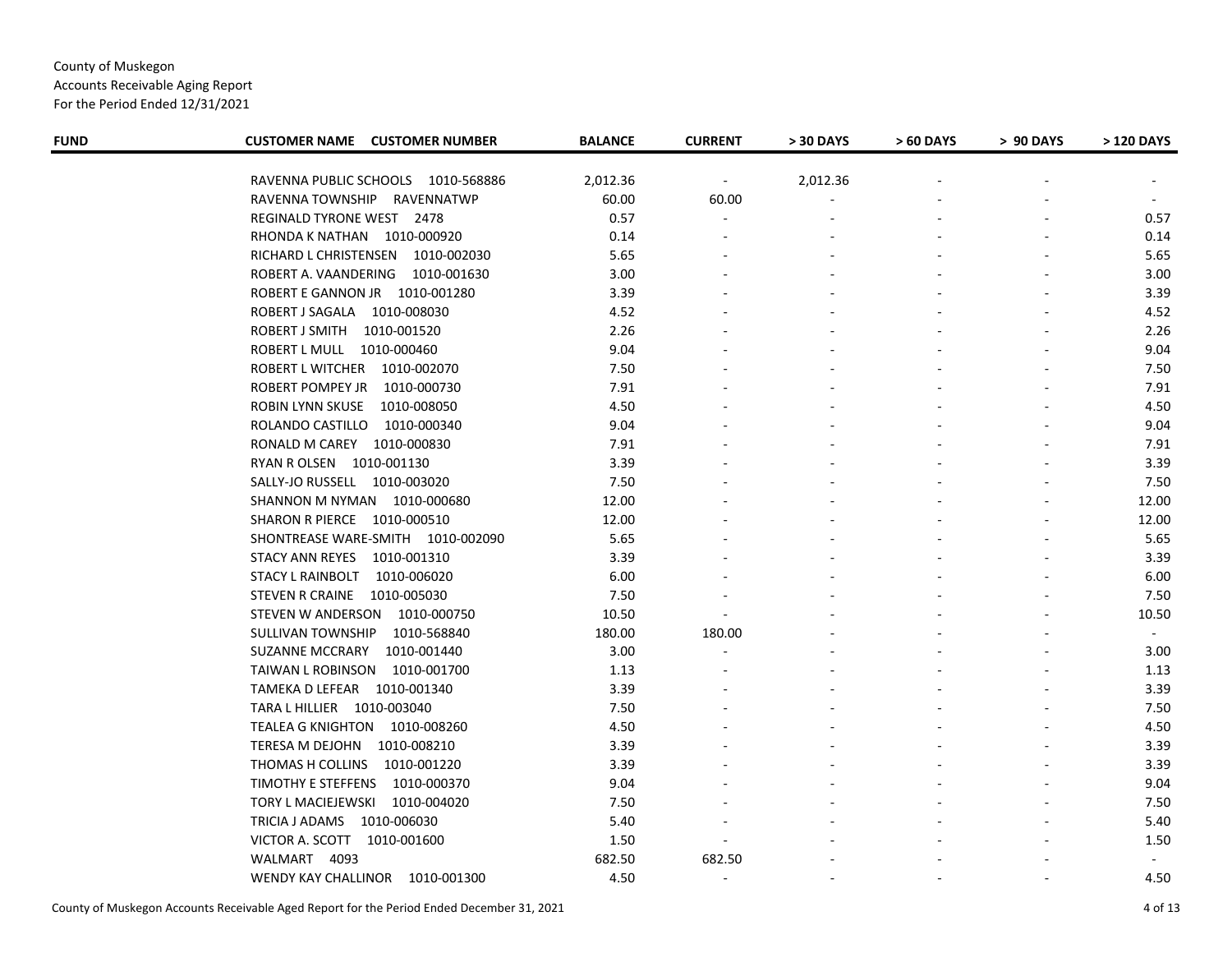County of Muskegon
Accounts Receivable Aging Report
For the Period Ended 12/31/2021

| FUND | CUSTOMER NAME CUSTOMER NUMBER | BALANCE | CURRENT | > 30 DAYS | > 60 DAYS | > 90 DAYS | > 120 DAYS |
|---|---|---|---|---|---|---|---|
| | RAVENNA PUBLIC SCHOOLS 1010-568886 | 2,012.36 | - | 2,012.36 | - | - | - |
| | RAVENNA TOWNSHIP RAVENNATWP | 60.00 | 60.00 | - | - | - | - |
| | REGINALD TYRONE WEST 2478 | 0.57 | - | - | - | - | 0.57 |
| | RHONDA K NATHAN 1010-000920 | 0.14 | - | - | - | - | 0.14 |
| | RICHARD L CHRISTENSEN 1010-002030 | 5.65 | - | - | - | - | 5.65 |
| | ROBERT A. VAANDERING 1010-001630 | 3.00 | - | - | - | - | 3.00 |
| | ROBERT E GANNON JR 1010-001280 | 3.39 | - | - | - | - | 3.39 |
| | ROBERT J SAGALA 1010-008030 | 4.52 | - | - | - | - | 4.52 |
| | ROBERT J SMITH 1010-001520 | 2.26 | - | - | - | - | 2.26 |
| | ROBERT L MULL 1010-000460 | 9.04 | - | - | - | - | 9.04 |
| | ROBERT L WITCHER 1010-002070 | 7.50 | - | - | - | - | 7.50 |
| | ROBERT POMPEY JR 1010-000730 | 7.91 | - | - | - | - | 7.91 |
| | ROBIN LYNN SKUSE 1010-008050 | 4.50 | - | - | - | - | 4.50 |
| | ROLANDO CASTILLO 1010-000340 | 9.04 | - | - | - | - | 9.04 |
| | RONALD M CAREY 1010-000830 | 7.91 | - | - | - | - | 7.91 |
| | RYAN R OLSEN 1010-001130 | 3.39 | - | - | - | - | 3.39 |
| | SALLY-JO RUSSELL 1010-003020 | 7.50 | - | - | - | - | 7.50 |
| | SHANNON M NYMAN 1010-000680 | 12.00 | - | - | - | - | 12.00 |
| | SHARON R PIERCE 1010-000510 | 12.00 | - | - | - | - | 12.00 |
| | SHONTREASE WARE-SMITH 1010-002090 | 5.65 | - | - | - | - | 5.65 |
| | STACY ANN REYES 1010-001310 | 3.39 | - | - | - | - | 3.39 |
| | STACY L RAINBOLT 1010-006020 | 6.00 | - | - | - | - | 6.00 |
| | STEVEN R CRAINE 1010-005030 | 7.50 | - | - | - | - | 7.50 |
| | STEVEN W ANDERSON 1010-000750 | 10.50 | - | - | - | - | 10.50 |
| | SULLIVAN TOWNSHIP 1010-568840 | 180.00 | 180.00 | - | - | - | - |
| | SUZANNE MCCRARY 1010-001440 | 3.00 | - | - | - | - | 3.00 |
| | TAIWAN L ROBINSON 1010-001700 | 1.13 | - | - | - | - | 1.13 |
| | TAMEKA D LEFEAR 1010-001340 | 3.39 | - | - | - | - | 3.39 |
| | TARA L HILLIER 1010-003040 | 7.50 | - | - | - | - | 7.50 |
| | TEALEA G KNIGHTON 1010-008260 | 4.50 | - | - | - | - | 4.50 |
| | TERESA M DEJOHN 1010-008210 | 3.39 | - | - | - | - | 3.39 |
| | THOMAS H COLLINS 1010-001220 | 3.39 | - | - | - | - | 3.39 |
| | TIMOTHY E STEFFENS 1010-000370 | 9.04 | - | - | - | - | 9.04 |
| | TORY L MACIEJEWSKI 1010-004020 | 7.50 | - | - | - | - | 7.50 |
| | TRICIA J ADAMS 1010-006030 | 5.40 | - | - | - | - | 5.40 |
| | VICTOR A. SCOTT 1010-001600 | 1.50 | - | - | - | - | 1.50 |
| | WALMART 4093 | 682.50 | 682.50 | - | - | - | - |
| | WENDY KAY CHALLINOR 1010-001300 | 4.50 | - | - | - | - | 4.50 |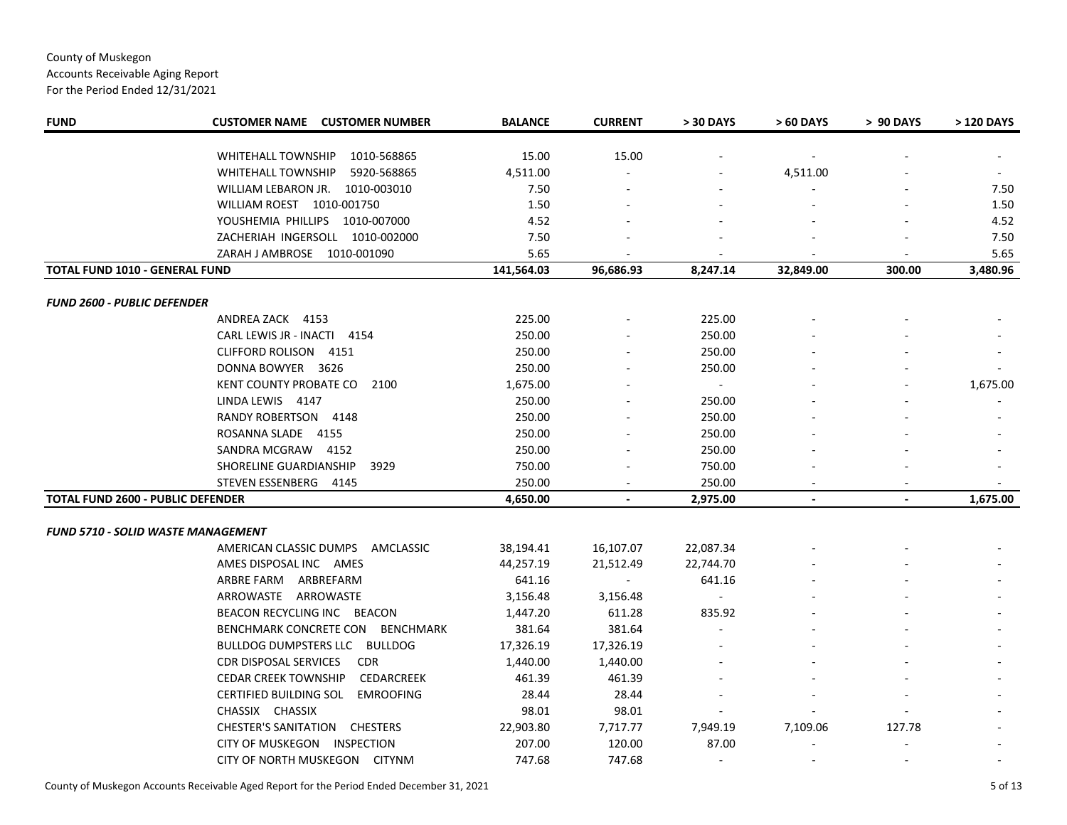County of Muskegon
Accounts Receivable Aging Report
For the Period Ended 12/31/2021

| FUND | CUSTOMER NAME CUSTOMER NUMBER | BALANCE | CURRENT | > 30 DAYS | > 60 DAYS | > 90 DAYS | > 120 DAYS |
|---|---|---|---|---|---|---|---|
| | WHITEHALL TOWNSHIP 1010-568865 | 15.00 | 15.00 | - | - | - | - |
| | WHITEHALL TOWNSHIP 5920-568865 | 4,511.00 | - | - | 4,511.00 | - | - |
| | WILLIAM LEBARON JR. 1010-003010 | 7.50 | - | - | - | - | 7.50 |
| | WILLIAM ROEST 1010-001750 | 1.50 | - | - | - | - | 1.50 |
| | YOUSHEMIA PHILLIPS 1010-007000 | 4.52 | - | - | - | - | 4.52 |
| | ZACHERIAH INGERSOLL 1010-002000 | 7.50 | - | - | - | - | 7.50 |
| | ZARAH J AMBROSE 1010-001090 | 5.65 | - | - | - | - | 5.65 |
| **TOTAL FUND 1010 - GENERAL FUND** | | **141,564.03** | **96,686.93** | **8,247.14** | **32,849.00** | **300.00** | **3,480.96** |
| ***FUND 2600 - PUBLIC DEFENDER*** | | | | | | | |
| | ANDREA ZACK 4153 | 225.00 | - | 225.00 | - | - | - |
| | CARL LEWIS JR - INACTI 4154 | 250.00 | - | 250.00 | - | - | - |
| | CLIFFORD ROLISON 4151 | 250.00 | - | 250.00 | - | - | - |
| | DONNA BOWYER 3626 | 250.00 | - | 250.00 | - | - | - |
| | KENT COUNTY PROBATE CO 2100 | 1,675.00 | - | - | - | - | 1,675.00 |
| | LINDA LEWIS 4147 | 250.00 | - | 250.00 | - | - | - |
| | RANDY ROBERTSON 4148 | 250.00 | - | 250.00 | - | - | - |
| | ROSANNA SLADE 4155 | 250.00 | - | 250.00 | - | - | - |
| | SANDRA MCGRAW 4152 | 250.00 | - | 250.00 | - | - | - |
| | SHORELINE GUARDIANSHIP 3929 | 750.00 | - | 750.00 | - | - | - |
| | STEVEN ESSENBERG 4145 | 250.00 | - | 250.00 | - | - | - |
| **TOTAL FUND 2600 - PUBLIC DEFENDER** | | **4,650.00** | **-** | **2,975.00** | **-** | **-** | **1,675.00** |
| ***FUND 5710 - SOLID WASTE MANAGEMENT*** | | | | | | | |
| | AMERICAN CLASSIC DUMPS AMCLASSIC | 38,194.41 | 16,107.07 | 22,087.34 | - | - | - |
| | AMES DISPOSAL INC AMES | 44,257.19 | 21,512.49 | 22,744.70 | - | - | - |
| | ARBRE FARM ARBREFARM | 641.16 | - | 641.16 | - | - | - |
| | ARROWASTE ARROWASTE | 3,156.48 | 3,156.48 | - | - | - | - |
| | BEACON RECYCLING INC BEACON | 1,447.20 | 611.28 | 835.92 | - | - | - |
| | BENCHMARK CONCRETE CON BENCHMARK | 381.64 | 381.64 | - | - | - | - |
| | BULLDOG DUMPSTERS LLC BULLDOG | 17,326.19 | 17,326.19 | - | - | - | - |
| | CDR DISPOSAL SERVICES CDR | 1,440.00 | 1,440.00 | - | - | - | - |
| | CEDAR CREEK TOWNSHIP CEDARCREEK | 461.39 | 461.39 | - | - | - | - |
| | CERTIFIED BUILDING SOL EMROOFING | 28.44 | 28.44 | - | - | - | - |
| | CHASSIX CHASSIX | 98.01 | 98.01 | - | - | - | - |
| | CHESTER'S SANITATION CHESTERS | 22,903.80 | 7,717.77 | 7,949.19 | 7,109.06 | 127.78 | - |
| | CITY OF MUSKEGON INSPECTION | 207.00 | 120.00 | 87.00 | - | - | - |
| | CITY OF NORTH MUSKEGON CITYNM | 747.68 | 747.68 | - | - | - | - |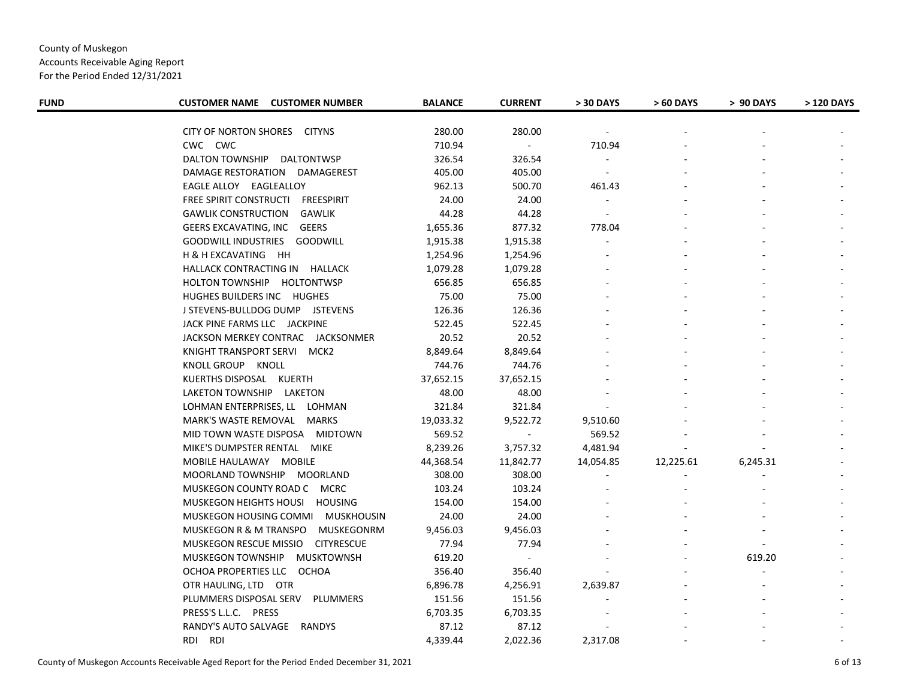County of Muskegon
Accounts Receivable Aging Report
For the Period Ended 12/31/2021

| FUND | CUSTOMER NAME CUSTOMER NUMBER | BALANCE | CURRENT | > 30 DAYS | > 60 DAYS | > 90 DAYS | > 120 DAYS |
|---|---|---|---|---|---|---|---|
| | CITY OF NORTON SHORES CITYNS | 280.00 | 280.00 | - | - | - | - |
| | CWC CWC | 710.94 | - | 710.94 | - | - | - |
| | DALTON TOWNSHIP DALTONTWSP | 326.54 | 326.54 | - | - | - | - |
| | DAMAGE RESTORATION DAMAGEREST | 405.00 | 405.00 | - | - | - | - |
| | EAGLE ALLOY EAGLEALLOY | 962.13 | 500.70 | 461.43 | - | - | - |
| | FREE SPIRIT CONSTRUCTI FREESPIRIT | 24.00 | 24.00 | - | - | - | - |
| | GAWLIK CONSTRUCTION GAWLIK | 44.28 | 44.28 | - | - | - | - |
| | GEERS EXCAVATING, INC GEERS | 1,655.36 | 877.32 | 778.04 | - | - | - |
| | GOODWILL INDUSTRIES GOODWILL | 1,915.38 | 1,915.38 | - | - | - | - |
| | H & H EXCAVATING HH | 1,254.96 | 1,254.96 | - | - | - | - |
| | HALLACK CONTRACTING IN HALLACK | 1,079.28 | 1,079.28 | - | - | - | - |
| | HOLTON TOWNSHIP HOLTONTWSP | 656.85 | 656.85 | - | - | - | - |
| | HUGHES BUILDERS INC HUGHES | 75.00 | 75.00 | - | - | - | - |
| | J STEVENS-BULLDOG DUMP JSTEVENS | 126.36 | 126.36 | - | - | - | - |
| | JACK PINE FARMS LLC JACKPINE | 522.45 | 522.45 | - | - | - | - |
| | JACKSON MERKEY CONTRAC JACKSONMER | 20.52 | 20.52 | - | - | - | - |
| | KNIGHT TRANSPORT SERVI MCK2 | 8,849.64 | 8,849.64 | - | - | - | - |
| | KNOLL GROUP KNOLL | 744.76 | 744.76 | - | - | - | - |
| | KUERTHS DISPOSAL KUERTH | 37,652.15 | 37,652.15 | - | - | - | - |
| | LAKETON TOWNSHIP LAKETON | 48.00 | 48.00 | - | - | - | - |
| | LOHMAN ENTERPRISES, LL LOHMAN | 321.84 | 321.84 | - | - | - | - |
| | MARK'S WASTE REMOVAL MARKS | 19,033.32 | 9,522.72 | 9,510.60 | - | - | - |
| | MID TOWN WASTE DISPOSA MIDTOWN | 569.52 | - | 569.52 | - | - | - |
| | MIKE'S DUMPSTER RENTAL MIKE | 8,239.26 | 3,757.32 | 4,481.94 | - | - | - |
| | MOBILE HAULAWAY MOBILE | 44,368.54 | 11,842.77 | 14,054.85 | 12,225.61 | 6,245.31 | - |
| | MOORLAND TOWNSHIP MOORLAND | 308.00 | 308.00 | - | - | - | - |
| | MUSKEGON COUNTY ROAD C MCRC | 103.24 | 103.24 | - | - | - | - |
| | MUSKEGON HEIGHTS HOUSI HOUSING | 154.00 | 154.00 | - | - | - | - |
| | MUSKEGON HOUSING COMMI MUSKHOUSIN | 24.00 | 24.00 | - | - | - | - |
| | MUSKEGON R & M TRANSPO MUSKEGONRM | 9,456.03 | 9,456.03 | - | - | - | - |
| | MUSKEGON RESCUE MISSIO CITYRESCUE | 77.94 | 77.94 | - | - | - | - |
| | MUSKEGON TOWNSHIP MUSKTOWNSH | 619.20 | - | - | - | 619.20 | - |
| | OCHOA PROPERTIES LLC OCHOA | 356.40 | 356.40 | - | - | - | - |
| | OTR HAULING, LTD OTR | 6,896.78 | 4,256.91 | 2,639.87 | - | - | - |
| | PLUMMERS DISPOSAL SERV PLUMMERS | 151.56 | 151.56 | - | - | - | - |
| | PRESS'S L.L.C. PRESS | 6,703.35 | 6,703.35 | - | - | - | - |
| | RANDY'S AUTO SALVAGE RANDYS | 87.12 | 87.12 | - | - | - | - |
| | RDI RDI | 4,339.44 | 2,022.36 | 2,317.08 | - | - | - |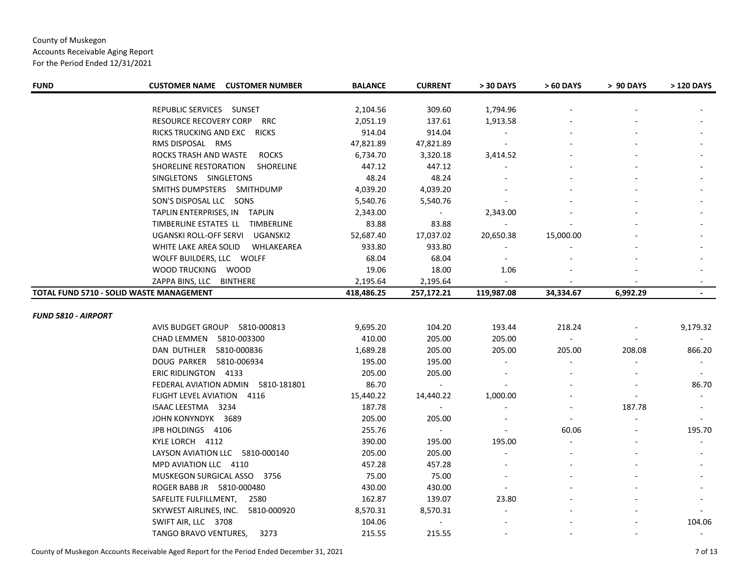County of Muskegon
Accounts Receivable Aging Report
For the Period Ended 12/31/2021

| FUND | CUSTOMER NAME    CUSTOMER NUMBER | BALANCE | CURRENT | > 30 DAYS | > 60 DAYS | > 90 DAYS | > 120 DAYS |
|---|---|---|---|---|---|---|---|
| | REPUBLIC SERVICES    SUNSET | 2,104.56 | 309.60 | 1,794.96 | - | - | - |
| | RESOURCE RECOVERY CORP    RRC | 2,051.19 | 137.61 | 1,913.58 | - | - | - |
| | RICKS TRUCKING AND EXC    RICKS | 914.04 | 914.04 | - | - | - | - |
| | RMS DISPOSAL    RMS | 47,821.89 | 47,821.89 | - | - | - | - |
| | ROCKS TRASH AND WASTE    ROCKS | 6,734.70 | 3,320.18 | 3,414.52 | - | - | - |
| | SHORELINE RESTORATION    SHORELINE | 447.12 | 447.12 | - | - | - | - |
| | SINGLETONS    SINGLETONS | 48.24 | 48.24 | - | - | - | - |
| | SMITHS DUMPSTERS    SMITHDUMP | 4,039.20 | 4,039.20 | - | - | - | - |
| | SON'S DISPOSAL LLC    SONS | 5,540.76 | 5,540.76 | - | - | - | - |
| | TAPLIN ENTERPRISES, IN    TAPLIN | 2,343.00 | - | 2,343.00 | - | - | - |
| | TIMBERLINE ESTATES LL    TIMBERLINE | 83.88 | 83.88 | - | - | - | - |
| | UGANSKI ROLL-OFF SERVI    UGANSKI2 | 52,687.40 | 17,037.02 | 20,650.38 | 15,000.00 | - | - |
| | WHITE LAKE AREA SOLID    WHLAKEAREA | 933.80 | 933.80 | - | - | - | - |
| | WOLFF BUILDERS, LLC    WOLFF | 68.04 | 68.04 | - | - | - | - |
| | WOOD TRUCKING    WOOD | 19.06 | 18.00 | 1.06 | - | - | - |
| | ZAPPA BINS, LLC    BINTHERE | 2,195.64 | 2,195.64 | - | - | - | - |
| **TOTAL FUND 5710 - SOLID WASTE MANAGEMENT** | | **418,486.25** | **257,172.21** | **119,987.08** | **34,334.67** | **6,992.29** | **-** |
| ***FUND 5810 - AIRPORT*** | | | | | | | |
| | AVIS BUDGET GROUP    5810-000813 | 9,695.20 | 104.20 | 193.44 | 218.24 | - | 9,179.32 |
| | CHAD LEMMEN    5810-003300 | 410.00 | 205.00 | 205.00 | - | - | - |
| | DAN DUTHLER    5810-000836 | 1,689.28 | 205.00 | 205.00 | 205.00 | 208.08 | 866.20 |
| | DOUG PARKER    5810-006934 | 195.00 | 195.00 | - | - | - | - |
| | ERIC RIDLINGTON    4133 | 205.00 | 205.00 | - | - | - | - |
| | FEDERAL AVIATION ADMIN    5810-181801 | 86.70 | - | - | - | - | 86.70 |
| | FLIGHT LEVEL AVIATION    4116 | 15,440.22 | 14,440.22 | 1,000.00 | - | - | - |
| | ISAAC LEESTMA    3234 | 187.78 | - | - | - | 187.78 | - |
| | JOHN KONYNDYK    3689 | 205.00 | 205.00 | - | - | - | - |
| | JPB HOLDINGS    4106 | 255.76 | - | - | 60.06 | - | 195.70 |
| | KYLE LORCH    4112 | 390.00 | 195.00 | 195.00 | - | - | - |
| | LAYSON AVIATION LLC    5810-000140 | 205.00 | 205.00 | - | - | - | - |
| | MPD AVIATION LLC    4110 | 457.28 | 457.28 | - | - | - | - |
| | MUSKEGON SURGICAL ASSO    3756 | 75.00 | 75.00 | - | - | - | - |
| | ROGER BABB JR    5810-000480 | 430.00 | 430.00 | - | - | - | - |
| | SAFELITE FULFILLMENT,    2580 | 162.87 | 139.07 | 23.80 | - | - | - |
| | SKYWEST AIRLINES, INC.    5810-000920 | 8,570.31 | 8,570.31 | - | - | - | - |
| | SWIFT AIR, LLC    3708 | 104.06 | - | - | - | - | 104.06 |
| | TANGO BRAVO VENTURES,    3273 | 215.55 | 215.55 | - | - | - | - |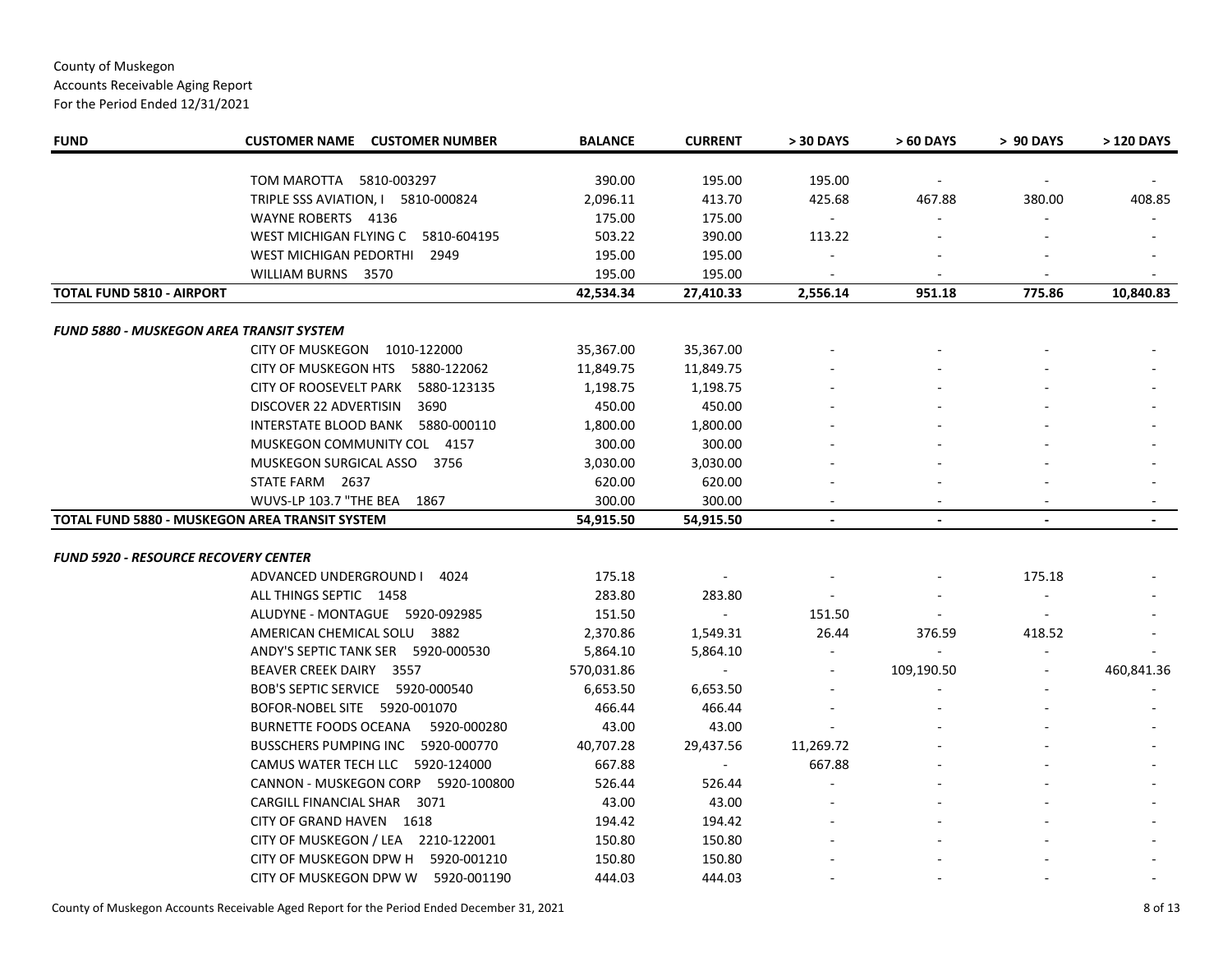County of Muskegon
Accounts Receivable Aging Report
For the Period Ended 12/31/2021

| FUND | CUSTOMER NAME CUSTOMER NUMBER | BALANCE | CURRENT | > 30 DAYS | > 60 DAYS | > 90 DAYS | > 120 DAYS |
|---|---|---|---|---|---|---|---|
| | TOM MAROTTA 5810-003297 | 390.00 | 195.00 | 195.00 | - | - | - |
| | TRIPLE SSS AVIATION, I 5810-000824 | 2,096.11 | 413.70 | 425.68 | 467.88 | 380.00 | 408.85 |
| | WAYNE ROBERTS 4136 | 175.00 | 175.00 | - | - | - | - |
| | WEST MICHIGAN FLYING C 5810-604195 | 503.22 | 390.00 | 113.22 | - | - | - |
| | WEST MICHIGAN PEDORTHI 2949 | 195.00 | 195.00 | - | - | - | - |
| | WILLIAM BURNS 3570 | 195.00 | 195.00 | - | - | - | - |
| **TOTAL FUND 5810 - AIRPORT** | | **42,534.34** | **27,410.33** | **2,556.14** | **951.18** | **775.86** | **10,840.83** |
| ***FUND 5880 - MUSKEGON AREA TRANSIT SYSTEM*** | | | | | | | |
| | CITY OF MUSKEGON 1010-122000 | 35,367.00 | 35,367.00 | - | - | - | - |
| | CITY OF MUSKEGON HTS 5880-122062 | 11,849.75 | 11,849.75 | - | - | - | - |
| | CITY OF ROOSEVELT PARK 5880-123135 | 1,198.75 | 1,198.75 | - | - | - | - |
| | DISCOVER 22 ADVERTISIN 3690 | 450.00 | 450.00 | - | - | - | - |
| | INTERSTATE BLOOD BANK 5880-000110 | 1,800.00 | 1,800.00 | - | - | - | - |
| | MUSKEGON COMMUNITY COL 4157 | 300.00 | 300.00 | - | - | - | - |
| | MUSKEGON SURGICAL ASSO 3756 | 3,030.00 | 3,030.00 | - | - | - | - |
| | STATE FARM 2637 | 620.00 | 620.00 | - | - | - | - |
| | WUVS-LP 103.7 "THE BEA 1867 | 300.00 | 300.00 | - | - | - | - |
| **TOTAL FUND 5880 - MUSKEGON AREA TRANSIT SYSTEM** | | **54,915.50** | **54,915.50** | **-** | **-** | **-** | **-** |
| ***FUND 5920 - RESOURCE RECOVERY CENTER*** | | | | | | | |
| | ADVANCED UNDERGROUND I 4024 | 175.18 | - | - | - | 175.18 | - |
| | ALL THINGS SEPTIC 1458 | 283.80 | 283.80 | - | - | - | - |
| | ALUDYNE - MONTAGUE 5920-092985 | 151.50 | - | 151.50 | - | - | - |
| | AMERICAN CHEMICAL SOLU 3882 | 2,370.86 | 1,549.31 | 26.44 | 376.59 | 418.52 | - |
| | ANDY'S SEPTIC TANK SER 5920-000530 | 5,864.10 | 5,864.10 | - | - | - | - |
| | BEAVER CREEK DAIRY 3557 | 570,031.86 | - | - | 109,190.50 | - | 460,841.36 |
| | BOB'S SEPTIC SERVICE 5920-000540 | 6,653.50 | 6,653.50 | - | - | - | - |
| | BOFOR-NOBEL SITE 5920-001070 | 466.44 | 466.44 | - | - | - | - |
| | BURNETTE FOODS OCEANA 5920-000280 | 43.00 | 43.00 | - | - | - | - |
| | BUSSCHERS PUMPING INC 5920-000770 | 40,707.28 | 29,437.56 | 11,269.72 | - | - | - |
| | CAMUS WATER TECH LLC 5920-124000 | 667.88 | - | 667.88 | - | - | - |
| | CANNON - MUSKEGON CORP 5920-100800 | 526.44 | 526.44 | - | - | - | - |
| | CARGILL FINANCIAL SHAR 3071 | 43.00 | 43.00 | - | - | - | - |
| | CITY OF GRAND HAVEN 1618 | 194.42 | 194.42 | - | - | - | - |
| | CITY OF MUSKEGON / LEA 2210-122001 | 150.80 | 150.80 | - | - | - | - |
| | CITY OF MUSKEGON DPW H 5920-001210 | 150.80 | 150.80 | - | - | - | - |
| | CITY OF MUSKEGON DPW W 5920-001190 | 444.03 | 444.03 | - | - | - | - |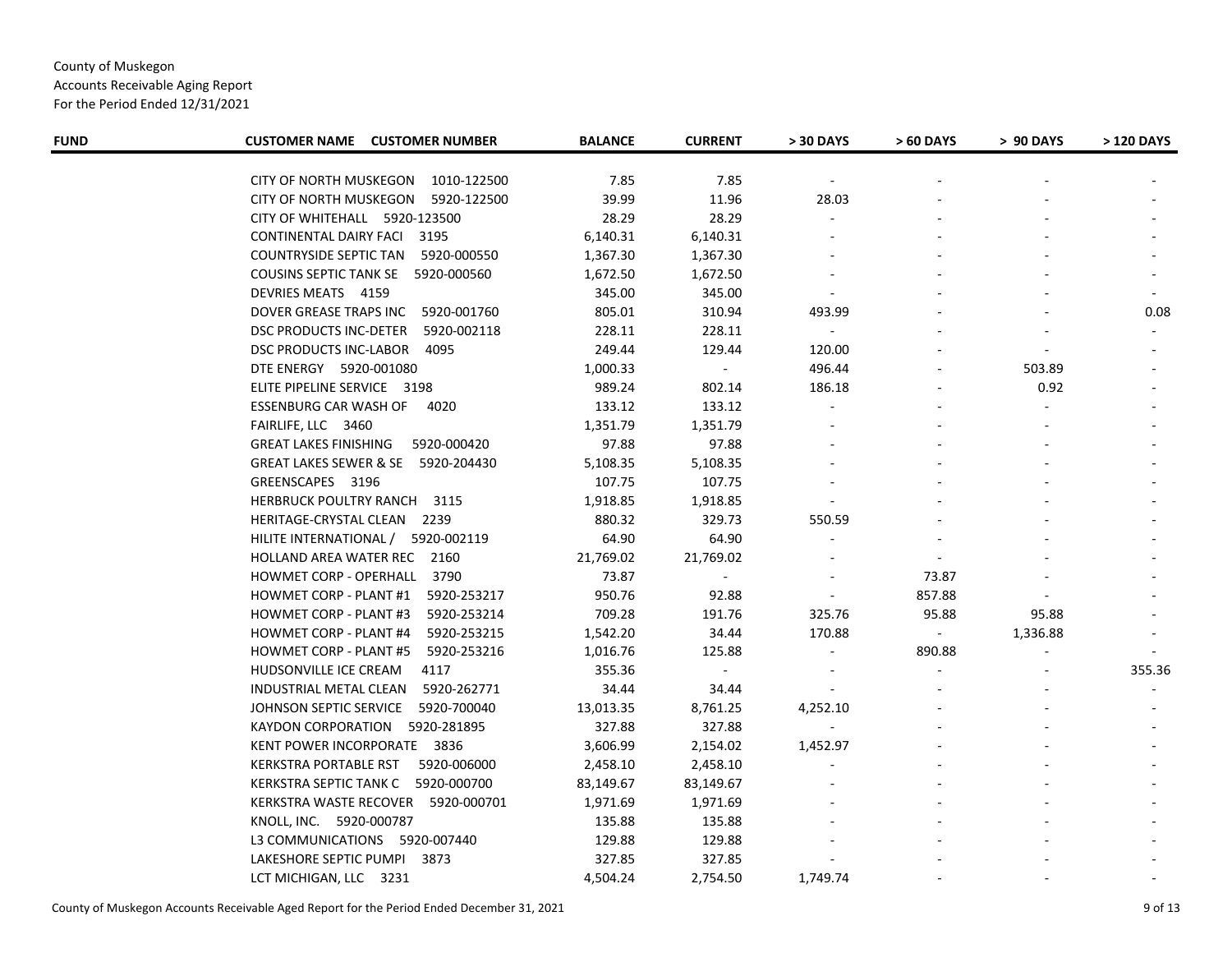County of Muskegon
Accounts Receivable Aging Report
For the Period Ended 12/31/2021

| FUND | CUSTOMER NAME CUSTOMER NUMBER | BALANCE | CURRENT | > 30 DAYS | > 60 DAYS | > 90 DAYS | > 120 DAYS |
|---|---|---|---|---|---|---|---|
| | CITY OF NORTH MUSKEGON 1010-122500 | 7.85 | 7.85 | - | - | - | - |
| | CITY OF NORTH MUSKEGON 5920-122500 | 39.99 | 11.96 | 28.03 | - | - | - |
| | CITY OF WHITEHALL 5920-123500 | 28.29 | 28.29 | - | - | - | - |
| | CONTINENTAL DAIRY FACI 3195 | 6,140.31 | 6,140.31 | - | - | - | - |
| | COUNTRYSIDE SEPTIC TAN 5920-000550 | 1,367.30 | 1,367.30 | - | - | - | - |
| | COUSINS SEPTIC TANK SE 5920-000560 | 1,672.50 | 1,672.50 | - | - | - | - |
| | DEVRIES MEATS 4159 | 345.00 | 345.00 | - | - | - | - |
| | DOVER GREASE TRAPS INC 5920-001760 | 805.01 | 310.94 | 493.99 | - | - | 0.08 |
| | DSC PRODUCTS INC-DETER 5920-002118 | 228.11 | 228.11 | - | - | - | - |
| | DSC PRODUCTS INC-LABOR 4095 | 249.44 | 129.44 | 120.00 | - | - | - |
| | DTE ENERGY 5920-001080 | 1,000.33 | - | 496.44 | - | 503.89 | - |
| | ELITE PIPELINE SERVICE 3198 | 989.24 | 802.14 | 186.18 | - | 0.92 | - |
| | ESSENBURG CAR WASH OF 4020 | 133.12 | 133.12 | - | - | - | - |
| | FAIRLIFE, LLC 3460 | 1,351.79 | 1,351.79 | - | - | - | - |
| | GREAT LAKES FINISHING 5920-000420 | 97.88 | 97.88 | - | - | - | - |
| | GREAT LAKES SEWER & SE 5920-204430 | 5,108.35 | 5,108.35 | - | - | - | - |
| | GREENSCAPES 3196 | 107.75 | 107.75 | - | - | - | - |
| | HERBRUCK POULTRY RANCH 3115 | 1,918.85 | 1,918.85 | - | - | - | - |
| | HERITAGE-CRYSTAL CLEAN 2239 | 880.32 | 329.73 | 550.59 | - | - | - |
| | HILITE INTERNATIONAL / 5920-002119 | 64.90 | 64.90 | - | - | - | - |
| | HOLLAND AREA WATER REC 2160 | 21,769.02 | 21,769.02 | - | - | - | - |
| | HOWMET CORP - OPERHALL 3790 | 73.87 | - | - | 73.87 | - | - |
| | HOWMET CORP - PLANT #1 5920-253217 | 950.76 | 92.88 | - | 857.88 | - | - |
| | HOWMET CORP - PLANT #3 5920-253214 | 709.28 | 191.76 | 325.76 | 95.88 | 95.88 | - |
| | HOWMET CORP - PLANT #4 5920-253215 | 1,542.20 | 34.44 | 170.88 | - | 1,336.88 | - |
| | HOWMET CORP - PLANT #5 5920-253216 | 1,016.76 | 125.88 | - | 890.88 | - | - |
| | HUDSONVILLE ICE CREAM 4117 | 355.36 | - | - | - | - | 355.36 |
| | INDUSTRIAL METAL CLEAN 5920-262771 | 34.44 | 34.44 | - | - | - | - |
| | JOHNSON SEPTIC SERVICE 5920-700040 | 13,013.35 | 8,761.25 | 4,252.10 | - | - | - |
| | KAYDON CORPORATION 5920-281895 | 327.88 | 327.88 | - | - | - | - |
| | KENT POWER INCORPORATE 3836 | 3,606.99 | 2,154.02 | 1,452.97 | - | - | - |
| | KERKSTRA PORTABLE RST 5920-006000 | 2,458.10 | 2,458.10 | - | - | - | - |
| | KERKSTRA SEPTIC TANK C 5920-000700 | 83,149.67 | 83,149.67 | - | - | - | - |
| | KERKSTRA WASTE RECOVER 5920-000701 | 1,971.69 | 1,971.69 | - | - | - | - |
| | KNOLL, INC. 5920-000787 | 135.88 | 135.88 | - | - | - | - |
| | L3 COMMUNICATIONS 5920-007440 | 129.88 | 129.88 | - | - | - | - |
| | LAKESHORE SEPTIC PUMPI 3873 | 327.85 | 327.85 | - | - | - | - |
| | LCT MICHIGAN, LLC 3231 | 4,504.24 | 2,754.50 | 1,749.74 | - | - | - |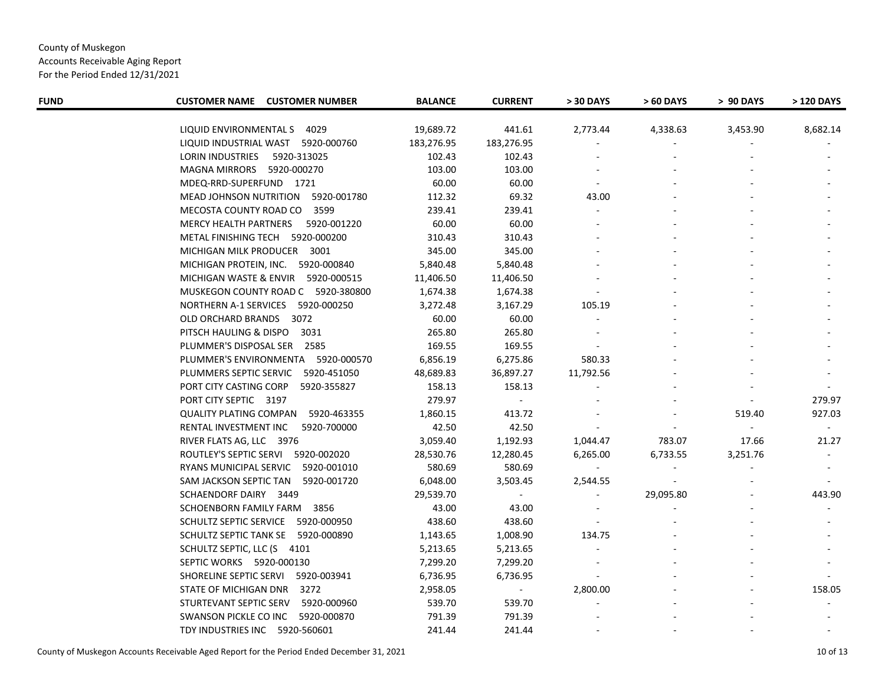County of Muskegon
Accounts Receivable Aging Report
For the Period Ended 12/31/2021

| FUND | CUSTOMER NAME CUSTOMER NUMBER | BALANCE | CURRENT | > 30 DAYS | > 60 DAYS | > 90 DAYS | > 120 DAYS |
|---|---|---|---|---|---|---|---|
| | LIQUID ENVIRONMENTAL S 4029 | 19,689.72 | 441.61 | 2,773.44 | 4,338.63 | 3,453.90 | 8,682.14 |
| | LIQUID INDUSTRIAL WAST 5920-000760 | 183,276.95 | 183,276.95 | - | - | - | - |
| | LORIN INDUSTRIES 5920-313025 | 102.43 | 102.43 | - | - | - | - |
| | MAGNA MIRRORS 5920-000270 | 103.00 | 103.00 | - | - | - | - |
| | MDEQ-RRD-SUPERFUND 1721 | 60.00 | 60.00 | - | - | - | - |
| | MEAD JOHNSON NUTRITION 5920-001780 | 112.32 | 69.32 | 43.00 | - | - | - |
| | MECOSTA COUNTY ROAD CO 3599 | 239.41 | 239.41 | - | - | - | - |
| | MERCY HEALTH PARTNERS 5920-001220 | 60.00 | 60.00 | - | - | - | - |
| | METAL FINISHING TECH 5920-000200 | 310.43 | 310.43 | - | - | - | - |
| | MICHIGAN MILK PRODUCER 3001 | 345.00 | 345.00 | - | - | - | - |
| | MICHIGAN PROTEIN, INC. 5920-000840 | 5,840.48 | 5,840.48 | - | - | - | - |
| | MICHIGAN WASTE & ENVIR 5920-000515 | 11,406.50 | 11,406.50 | - | - | - | - |
| | MUSKEGON COUNTY ROAD C 5920-380800 | 1,674.38 | 1,674.38 | - | - | - | - |
| | NORTHERN A-1 SERVICES 5920-000250 | 3,272.48 | 3,167.29 | 105.19 | - | - | - |
| | OLD ORCHARD BRANDS 3072 | 60.00 | 60.00 | - | - | - | - |
| | PITSCH HAULING & DISPO 3031 | 265.80 | 265.80 | - | - | - | - |
| | PLUMMER'S DISPOSAL SER 2585 | 169.55 | 169.55 | - | - | - | - |
| | PLUMMER'S ENVIRONMENTA 5920-000570 | 6,856.19 | 6,275.86 | 580.33 | - | - | - |
| | PLUMMERS SEPTIC SERVIC 5920-451050 | 48,689.83 | 36,897.27 | 11,792.56 | - | - | - |
| | PORT CITY CASTING CORP 5920-355827 | 158.13 | 158.13 | - | - | - | - |
| | PORT CITY SEPTIC 3197 | 279.97 | - | - | - | - | 279.97 |
| | QUALITY PLATING COMPAN 5920-463355 | 1,860.15 | 413.72 | - | - | 519.40 | 927.03 |
| | RENTAL INVESTMENT INC 5920-700000 | 42.50 | 42.50 | - | - | - | - |
| | RIVER FLATS AG, LLC 3976 | 3,059.40 | 1,192.93 | 1,044.47 | 783.07 | 17.66 | 21.27 |
| | ROUTLEY'S SEPTIC SERVI 5920-002020 | 28,530.76 | 12,280.45 | 6,265.00 | 6,733.55 | 3,251.76 | - |
| | RYANS MUNICIPAL SERVIC 5920-001010 | 580.69 | 580.69 | - | - | - | - |
| | SAM JACKSON SEPTIC TAN 5920-001720 | 6,048.00 | 3,503.45 | 2,544.55 | - | - | - |
| | SCHAENDORF DAIRY 3449 | 29,539.70 | - | - | 29,095.80 | - | 443.90 |
| | SCHOENBORN FAMILY FARM 3856 | 43.00 | 43.00 | - | - | - | - |
| | SCHULTZ SEPTIC SERVICE 5920-000950 | 438.60 | 438.60 | - | - | - | - |
| | SCHULTZ SEPTIC TANK SE 5920-000890 | 1,143.65 | 1,008.90 | 134.75 | - | - | - |
| | SCHULTZ SEPTIC, LLC (S 4101 | 5,213.65 | 5,213.65 | - | - | - | - |
| | SEPTIC WORKS 5920-000130 | 7,299.20 | 7,299.20 | - | - | - | - |
| | SHORELINE SEPTIC SERVI 5920-003941 | 6,736.95 | 6,736.95 | - | - | - | - |
| | STATE OF MICHIGAN DNR 3272 | 2,958.05 | - | 2,800.00 | - | - | 158.05 |
| | STURTEVANT SEPTIC SERV 5920-000960 | 539.70 | 539.70 | - | - | - | - |
| | SWANSON PICKLE CO INC 5920-000870 | 791.39 | 791.39 | - | - | - | - |
| | TDY INDUSTRIES INC 5920-560601 | 241.44 | 241.44 | - | - | - | - |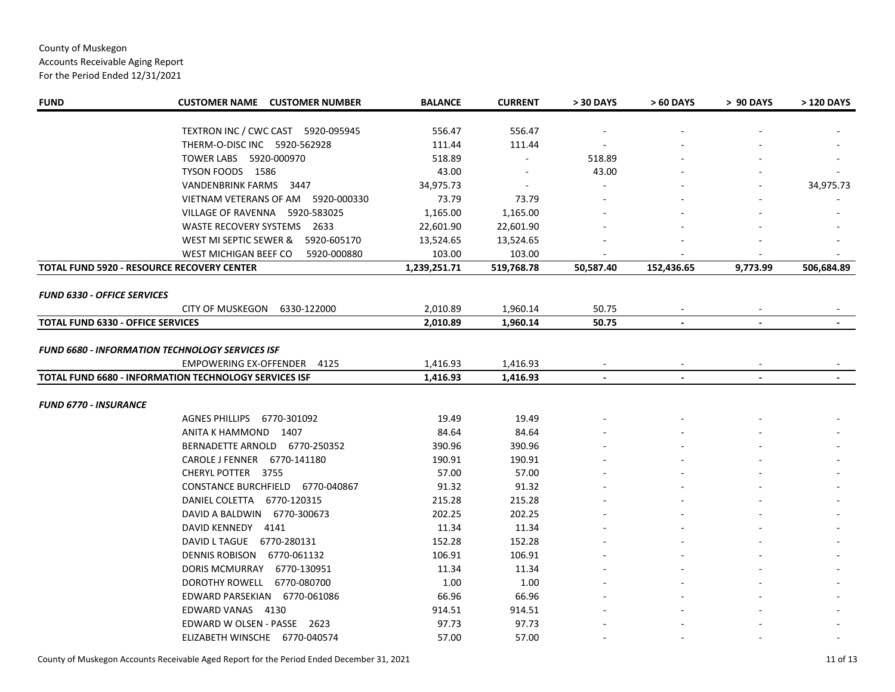County of Muskegon
Accounts Receivable Aging Report
For the Period Ended 12/31/2021

| FUND | CUSTOMER NAME CUSTOMER NUMBER | BALANCE | CURRENT | > 30 DAYS | > 60 DAYS | > 90 DAYS | > 120 DAYS |
|---|---|---|---|---|---|---|---|
| | TEXTRON INC / CWC CAST 5920-095945 | 556.47 | 556.47 | - | - | - | - |
| | THERM-O-DISC INC 5920-562928 | 111.44 | 111.44 | - | - | - | - |
| | TOWER LABS 5920-000970 | 518.89 | - | 518.89 | - | - | - |
| | TYSON FOODS 1586 | 43.00 | - | 43.00 | - | - | - |
| | VANDENBRINK FARMS 3447 | 34,975.73 | - | - | - | - | 34,975.73 |
| | VIETNAM VETERANS OF AM 5920-000330 | 73.79 | 73.79 | - | - | - | - |
| | VILLAGE OF RAVENNA 5920-583025 | 1,165.00 | 1,165.00 | - | - | - | - |
| | WASTE RECOVERY SYSTEMS 2633 | 22,601.90 | 22,601.90 | - | - | - | - |
| | WEST MI SEPTIC SEWER & 5920-605170 | 13,524.65 | 13,524.65 | - | - | - | - |
| | WEST MICHIGAN BEEF CO 5920-000880 | 103.00 | 103.00 | - | - | - | - |
| **TOTAL FUND 5920 - RESOURCE RECOVERY CENTER** | | **1,239,251.71** | **519,768.78** | **50,587.40** | **152,436.65** | **9,773.99** | **506,684.89** |
| ***FUND 6330 - OFFICE SERVICES*** | | | | | | | |
| | CITY OF MUSKEGON 6330-122000 | 2,010.89 | 1,960.14 | 50.75 | - | - | - |
| **TOTAL FUND 6330 - OFFICE SERVICES** | | **2,010.89** | **1,960.14** | **50.75** | **-** | **-** | **-** |
| ***FUND 6680 - INFORMATION TECHNOLOGY SERVICES ISF*** | | | | | | | |
| | EMPOWERING EX-OFFENDER 4125 | 1,416.93 | 1,416.93 | - | - | - | - |
| **TOTAL FUND 6680 - INFORMATION TECHNOLOGY SERVICES ISF** | | **1,416.93** | **1,416.93** | **-** | **-** | **-** | **-** |
| ***FUND 6770 - INSURANCE*** | | | | | | | |
| | AGNES PHILLIPS 6770-301092 | 19.49 | 19.49 | - | - | - | - |
| | ANITA K HAMMOND 1407 | 84.64 | 84.64 | - | - | - | - |
| | BERNADETTE ARNOLD 6770-250352 | 390.96 | 390.96 | - | - | - | - |
| | CAROLE J FENNER 6770-141180 | 190.91 | 190.91 | - | - | - | - |
| | CHERYL POTTER 3755 | 57.00 | 57.00 | - | - | - | - |
| | CONSTANCE BURCHFIELD 6770-040867 | 91.32 | 91.32 | - | - | - | - |
| | DANIEL COLETTA 6770-120315 | 215.28 | 215.28 | - | - | - | - |
| | DAVID A BALDWIN 6770-300673 | 202.25 | 202.25 | - | - | - | - |
| | DAVID KENNEDY 4141 | 11.34 | 11.34 | - | - | - | - |
| | DAVID L TAGUE 6770-280131 | 152.28 | 152.28 | - | - | - | - |
| | DENNIS ROBISON 6770-061132 | 106.91 | 106.91 | - | - | - | - |
| | DORIS MCMURRAY 6770-130951 | 11.34 | 11.34 | - | - | - | - |
| | DOROTHY ROWELL 6770-080700 | 1.00 | 1.00 | - | - | - | - |
| | EDWARD PARSEKIAN 6770-061086 | 66.96 | 66.96 | - | - | - | - |
| | EDWARD VANAS 4130 | 914.51 | 914.51 | - | - | - | - |
| | EDWARD W OLSEN - PASSE 2623 | 97.73 | 97.73 | - | - | - | - |
| | ELIZABETH WINSCHE 6770-040574 | 57.00 | 57.00 | - | - | - | - |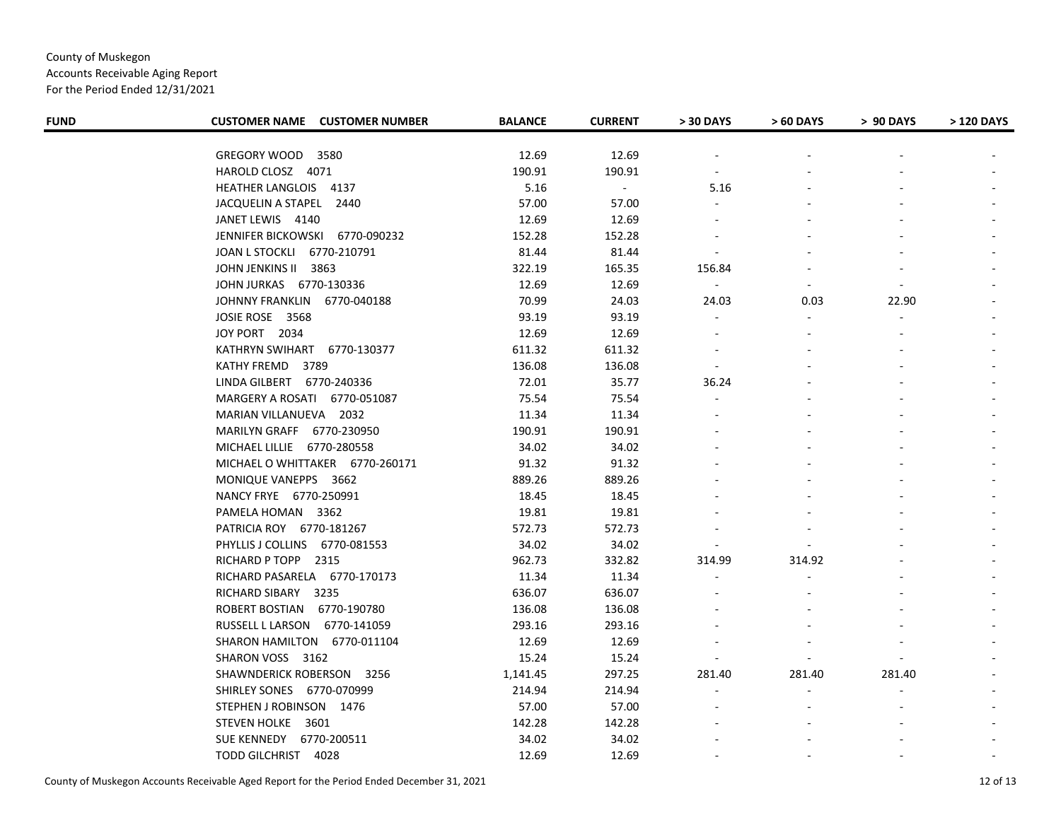County of Muskegon
Accounts Receivable Aging Report
For the Period Ended 12/31/2021

| FUND | CUSTOMER NAME CUSTOMER NUMBER | BALANCE | CURRENT | > 30 DAYS | > 60 DAYS | > 90 DAYS | > 120 DAYS |
|---|---|---|---|---|---|---|---|
| | GREGORY WOOD 3580 | 12.69 | 12.69 | - | - | - | - |
| | HAROLD CLOSZ 4071 | 190.91 | 190.91 | - | - | - | - |
| | HEATHER LANGLOIS 4137 | 5.16 | - | 5.16 | - | - | - |
| | JACQUELIN A STAPEL 2440 | 57.00 | 57.00 | - | - | - | - |
| | JANET LEWIS 4140 | 12.69 | 12.69 | - | - | - | - |
| | JENNIFER BICKOWSKI 6770-090232 | 152.28 | 152.28 | - | - | - | - |
| | JOAN L STOCKLI 6770-210791 | 81.44 | 81.44 | - | - | - | - |
| | JOHN JENKINS II 3863 | 322.19 | 165.35 | 156.84 | - | - | - |
| | JOHN JURKAS 6770-130336 | 12.69 | 12.69 | - | - | - | - |
| | JOHNNY FRANKLIN 6770-040188 | 70.99 | 24.03 | 24.03 | 0.03 | 22.90 | - |
| | JOSIE ROSE 3568 | 93.19 | 93.19 | - | - | - | - |
| | JOY PORT 2034 | 12.69 | 12.69 | - | - | - | - |
| | KATHRYN SWIHART 6770-130377 | 611.32 | 611.32 | - | - | - | - |
| | KATHY FREMD 3789 | 136.08 | 136.08 | - | - | - | - |
| | LINDA GILBERT 6770-240336 | 72.01 | 35.77 | 36.24 | - | - | - |
| | MARGERY A ROSATI 6770-051087 | 75.54 | 75.54 | - | - | - | - |
| | MARIAN VILLANUEVA 2032 | 11.34 | 11.34 | - | - | - | - |
| | MARILYN GRAFF 6770-230950 | 190.91 | 190.91 | - | - | - | - |
| | MICHAEL LILLIE 6770-280558 | 34.02 | 34.02 | - | - | - | - |
| | MICHAEL O WHITTAKER 6770-260171 | 91.32 | 91.32 | - | - | - | - |
| | MONIQUE VANEPPS 3662 | 889.26 | 889.26 | - | - | - | - |
| | NANCY FRYE 6770-250991 | 18.45 | 18.45 | - | - | - | - |
| | PAMELA HOMAN 3362 | 19.81 | 19.81 | - | - | - | - |
| | PATRICIA ROY 6770-181267 | 572.73 | 572.73 | - | - | - | - |
| | PHYLLIS J COLLINS 6770-081553 | 34.02 | 34.02 | - | - | - | - |
| | RICHARD P TOPP 2315 | 962.73 | 332.82 | 314.99 | 314.92 | - | - |
| | RICHARD PASARELA 6770-170173 | 11.34 | 11.34 | - | - | - | - |
| | RICHARD SIBARY 3235 | 636.07 | 636.07 | - | - | - | - |
| | ROBERT BOSTIAN 6770-190780 | 136.08 | 136.08 | - | - | - | - |
| | RUSSELL L LARSON 6770-141059 | 293.16 | 293.16 | - | - | - | - |
| | SHARON HAMILTON 6770-011104 | 12.69 | 12.69 | - | - | - | - |
| | SHARON VOSS 3162 | 15.24 | 15.24 | - | - | - | - |
| | SHAWNDERICK ROBERSON 3256 | 1,141.45 | 297.25 | 281.40 | 281.40 | 281.40 | - |
| | SHIRLEY SONES 6770-070999 | 214.94 | 214.94 | - | - | - | - |
| | STEPHEN J ROBINSON 1476 | 57.00 | 57.00 | - | - | - | - |
| | STEVEN HOLKE 3601 | 142.28 | 142.28 | - | - | - | - |
| | SUE KENNEDY 6770-200511 | 34.02 | 34.02 | - | - | - | - |
| | TODD GILCHRIST 4028 | 12.69 | 12.69 | - | - | - | - |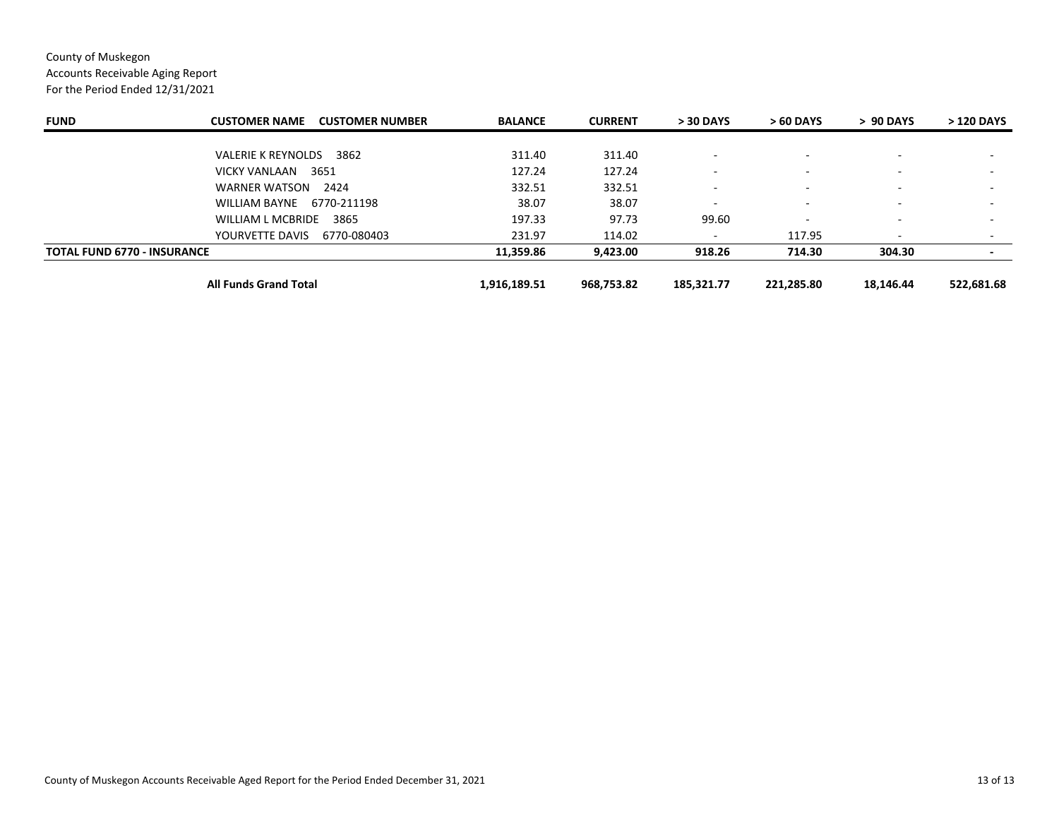County of Muskegon
Accounts Receivable Aging Report
For the Period Ended 12/31/2021

| FUND | CUSTOMER NAME CUSTOMER NUMBER | BALANCE | CURRENT | > 30 DAYS | > 60 DAYS | > 90 DAYS | > 120 DAYS |
|---|---|---|---|---|---|---|---|
| | VALERIE K REYNOLDS 3862 | 311.40 | 311.40 | - | - | - | - |
| | VICKY VANLAAN 3651 | 127.24 | 127.24 | - | - | - | - |
| | WARNER WATSON 2424 | 332.51 | 332.51 | - | - | - | - |
| | WILLIAM BAYNE 6770-211198 | 38.07 | 38.07 | - | - | - | - |
| | WILLIAM L MCBRIDE 3865 | 197.33 | 97.73 | 99.60 | - | - | - |
| | YOURVETTE DAVIS 6770-080403 | 231.97 | 114.02 | - | 117.95 | - | - |
| **TOTAL FUND 6770 - INSURANCE** | | **11,359.86** | **9,423.00** | **918.26** | **714.30** | **304.30** | **-** |
| | **All Funds Grand Total** | **1,916,189.51** | **968,753.82** | **185,321.77** | **221,285.80** | **18,146.44** | **522,681.68** |